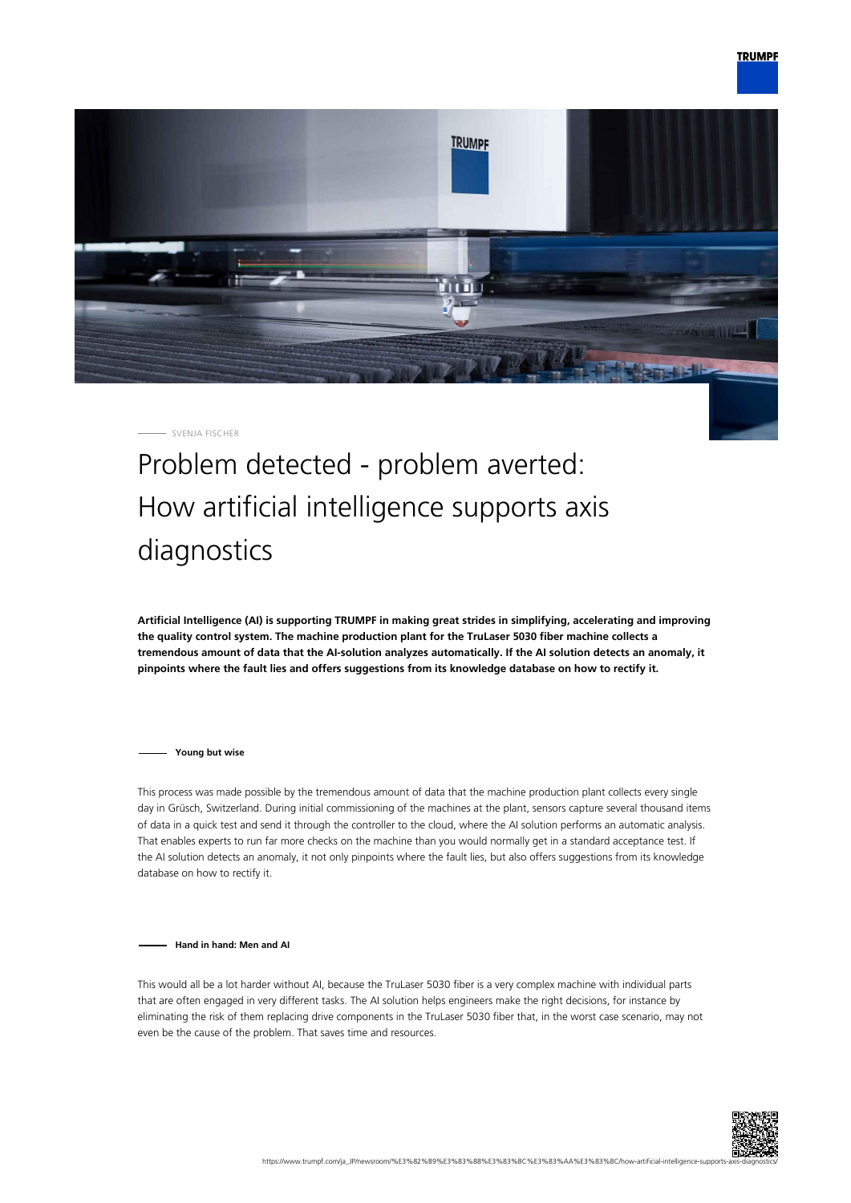SVENJA FISCHER

# Problem detected - problem averted: How artificial intelligence supports axis diagnostics

**Artificial Intelligence (AI) is supporting TRUMPF in making great strides in simplifying, accelerating and improving the quality control system. The machine production plant for the TruLaser 5030 fiber machine collects a tremendous amount of data that the AI-solution analyzes automatically. If the AI solution detects an anomaly, it pinpoints where the fault lies and offers suggestions from its knowledge database on how to rectify it.**

#### Young but wise

This process was made possible by the tremendous amount of data that the machine production plant collects every single day in Grüsch, Switzerland. During initial commissioning of the machines at the plant, sensors capture several thousand items of data in a quick test and send it through the controller to the cloud, where the AI solution performs an automatic analysis. That enables experts to run far more checks on the machine than you would normally get in a standard acceptance test. If the AI solution detects an anomaly, it not only pinpoints where the fault lies, but also offers suggestions from its knowledge database on how to rectify it.

#### Hand in hand: Men and AI

This would all be a lot harder without AI, because the TruLaser 5030 fiber is a very complex machine with individual parts that are often engaged in very different tasks. The AI solution helps engineers make the right decisions, for instance by eliminating the risk of them replacing drive components in the TruLaser 5030 fiber that, in the worst case scenario, may not even be the cause of the problem. That saves time and resources.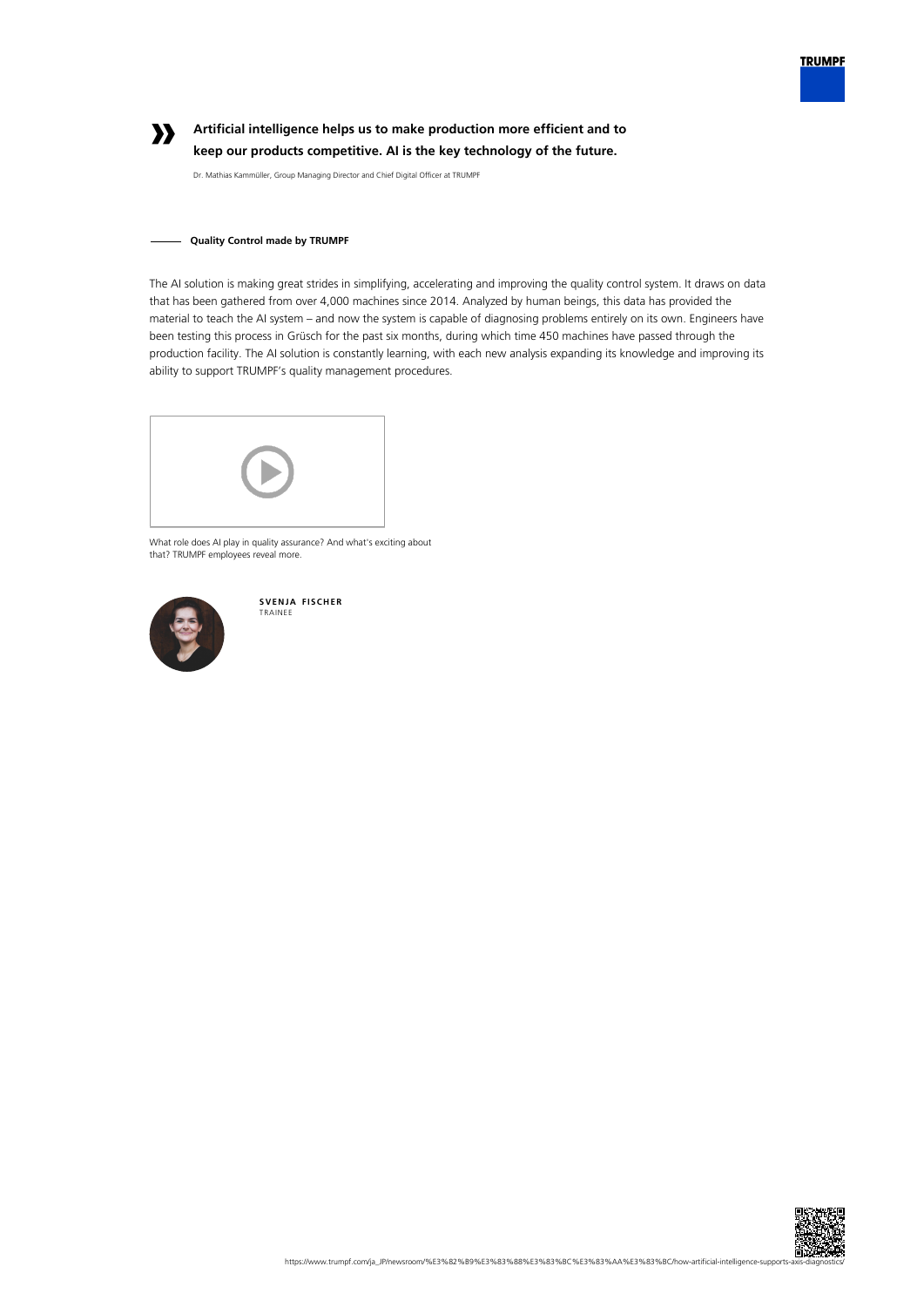> **Artificial intelligence helps us to make production more efficient and to keep our products competitive. AI is the key technology of the future.**
>
> Dr. Mathias Kammüller, Group Managing Director and Chief Digital Officer at TRUMPF

## Quality Control made by TRUMPF

The AI solution is making great strides in simplifying, accelerating and improving the quality control system. It draws on data that has been gathered from over 4,000 machines since 2014. Analyzed by human beings, this data has provided the material to teach the AI system – and now the system is capable of diagnosing problems entirely on its own. Engineers have been testing this process in Grüsch for the past six months, during which time 450 machines have passed through the production facility. The AI solution is constantly learning, with each new analysis expanding its knowledge and improving its ability to support TRUMPF's quality management procedures.

What role does AI play in quality assurance? And what's exciting about that? TRUMPF employees reveal more.

**SVENJA FISCHER**
TRAINEE